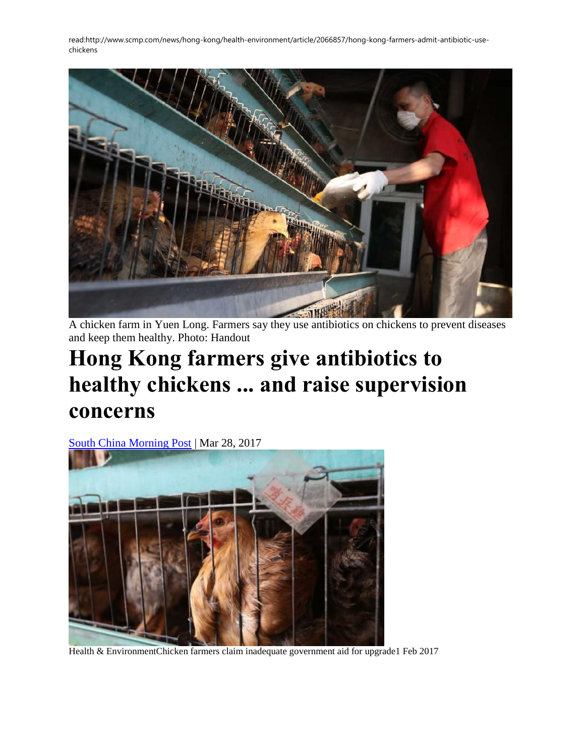read:http://www.scmp.com/news/hong-kong/health-environment/article/2066857/hong-kong-farmers-admit-antibiotic-use-chickens

A chicken farm in Yuen Long. Farmers say they use antibiotics on chickens to prevent diseases and keep them healthy. Photo: Handout

# Hong Kong farmers give antibiotics to healthy chickens ... and raise supervision concerns

[South China Morning Post](#) | Mar 28, 2017

Health & EnvironmentChicken farmers claim inadequate government aid for upgrade1 Feb 2017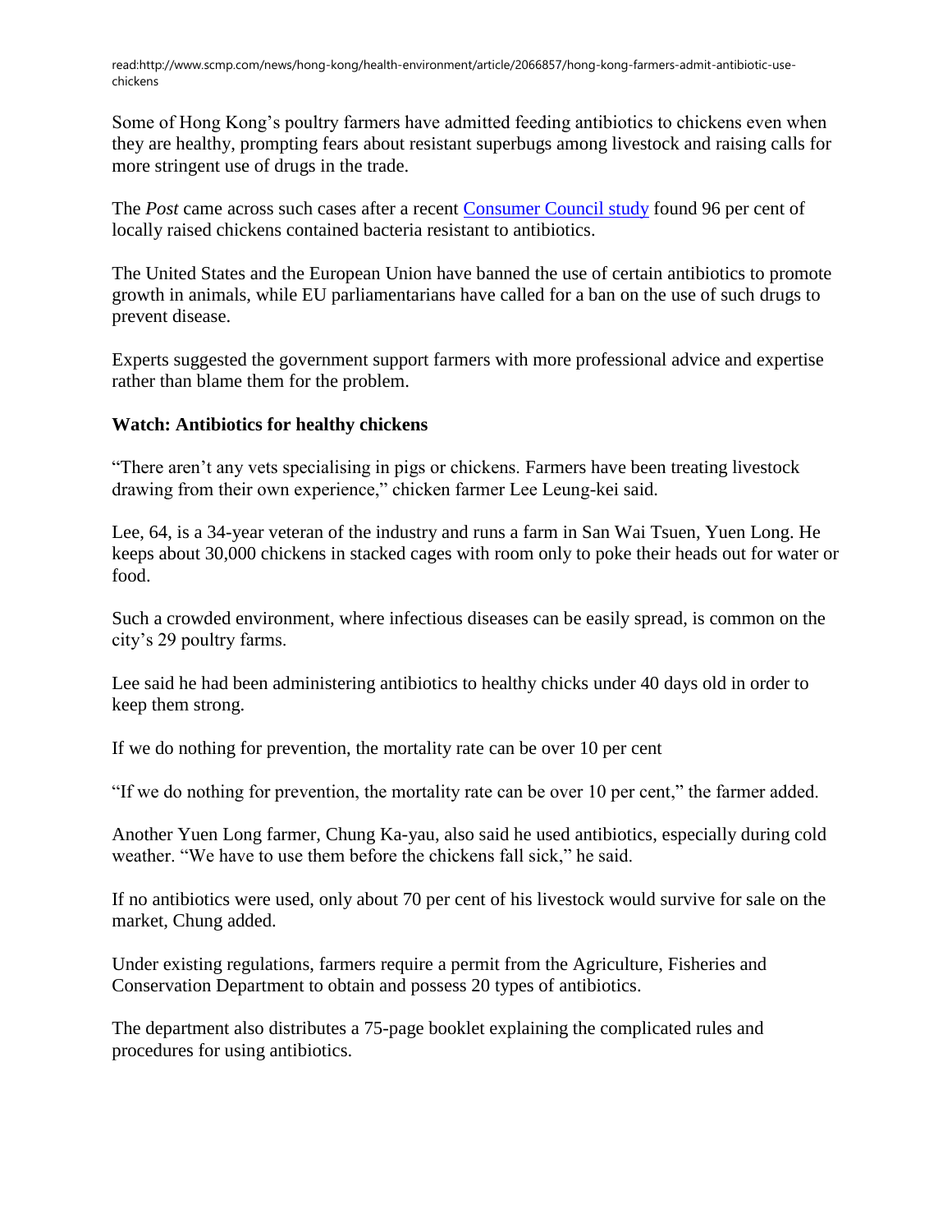read:http://www.scmp.com/news/hong-kong/health-environment/article/2066857/hong-kong-farmers-admit-antibiotic-use-chickens

Some of Hong Kong's poultry farmers have admitted feeding antibiotics to chickens even when they are healthy, prompting fears about resistant superbugs among livestock and raising calls for more stringent use of drugs in the trade.

The *Post* came across such cases after a recent Consumer Council study found 96 per cent of locally raised chickens contained bacteria resistant to antibiotics.

The United States and the European Union have banned the use of certain antibiotics to promote growth in animals, while EU parliamentarians have called for a ban on the use of such drugs to prevent disease.

Experts suggested the government support farmers with more professional advice and expertise rather than blame them for the problem.

**Watch: Antibiotics for healthy chickens**

"There aren't any vets specialising in pigs or chickens. Farmers have been treating livestock drawing from their own experience," chicken farmer Lee Leung-kei said.

Lee, 64, is a 34-year veteran of the industry and runs a farm in San Wai Tsuen, Yuen Long. He keeps about 30,000 chickens in stacked cages with room only to poke their heads out for water or food.

Such a crowded environment, where infectious diseases can be easily spread, is common on the city's 29 poultry farms.

Lee said he had been administering antibiotics to healthy chicks under 40 days old in order to keep them strong.

If we do nothing for prevention, the mortality rate can be over 10 per cent

"If we do nothing for prevention, the mortality rate can be over 10 per cent," the farmer added.

Another Yuen Long farmer, Chung Ka-yau, also said he used antibiotics, especially during cold weather. "We have to use them before the chickens fall sick," he said.

If no antibiotics were used, only about 70 per cent of his livestock would survive for sale on the market, Chung added.

Under existing regulations, farmers require a permit from the Agriculture, Fisheries and Conservation Department to obtain and possess 20 types of antibiotics.

The department also distributes a 75-page booklet explaining the complicated rules and procedures for using antibiotics.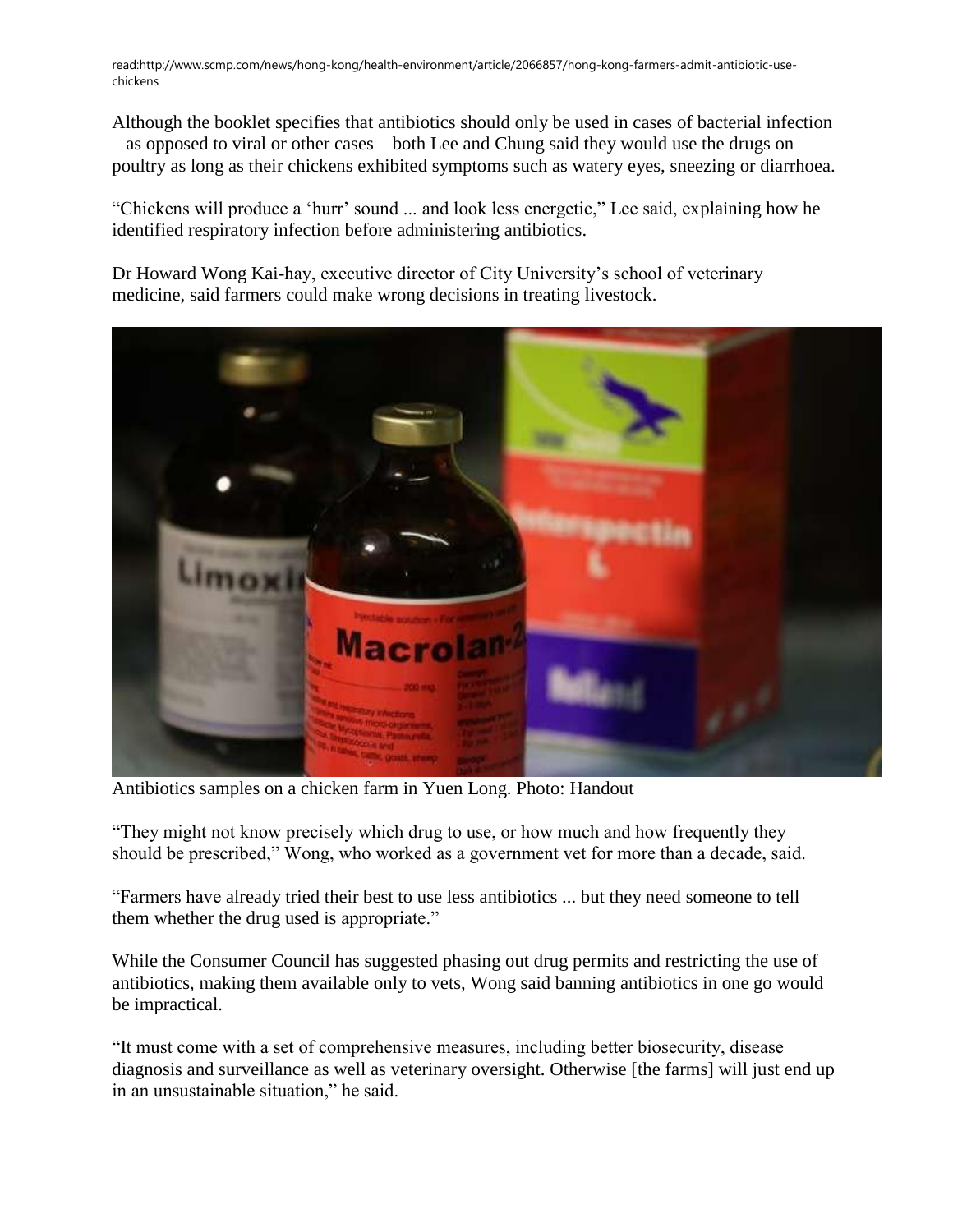read:http://www.scmp.com/news/hong-kong/health-environment/article/2066857/hong-kong-farmers-admit-antibiotic-use-chickens

Although the booklet specifies that antibiotics should only be used in cases of bacterial infection – as opposed to viral or other cases – both Lee and Chung said they would use the drugs on poultry as long as their chickens exhibited symptoms such as watery eyes, sneezing or diarrhoea.

“Chickens will produce a ‘hurr’ sound ... and look less energetic,” Lee said, explaining how he identified respiratory infection before administering antibiotics.

Dr Howard Wong Kai-hay, executive director of City University’s school of veterinary medicine, said farmers could make wrong decisions in treating livestock.

Antibiotics samples on a chicken farm in Yuen Long. Photo: Handout

“They might not know precisely which drug to use, or how much and how frequently they should be prescribed,” Wong, who worked as a government vet for more than a decade, said.

“Farmers have already tried their best to use less antibiotics ... but they need someone to tell them whether the drug used is appropriate.”

While the Consumer Council has suggested phasing out drug permits and restricting the use of antibiotics, making them available only to vets, Wong said banning antibiotics in one go would be impractical.

“It must come with a set of comprehensive measures, including better biosecurity, disease diagnosis and surveillance as well as veterinary oversight. Otherwise [the farms] will just end up in an unsustainable situation,” he said.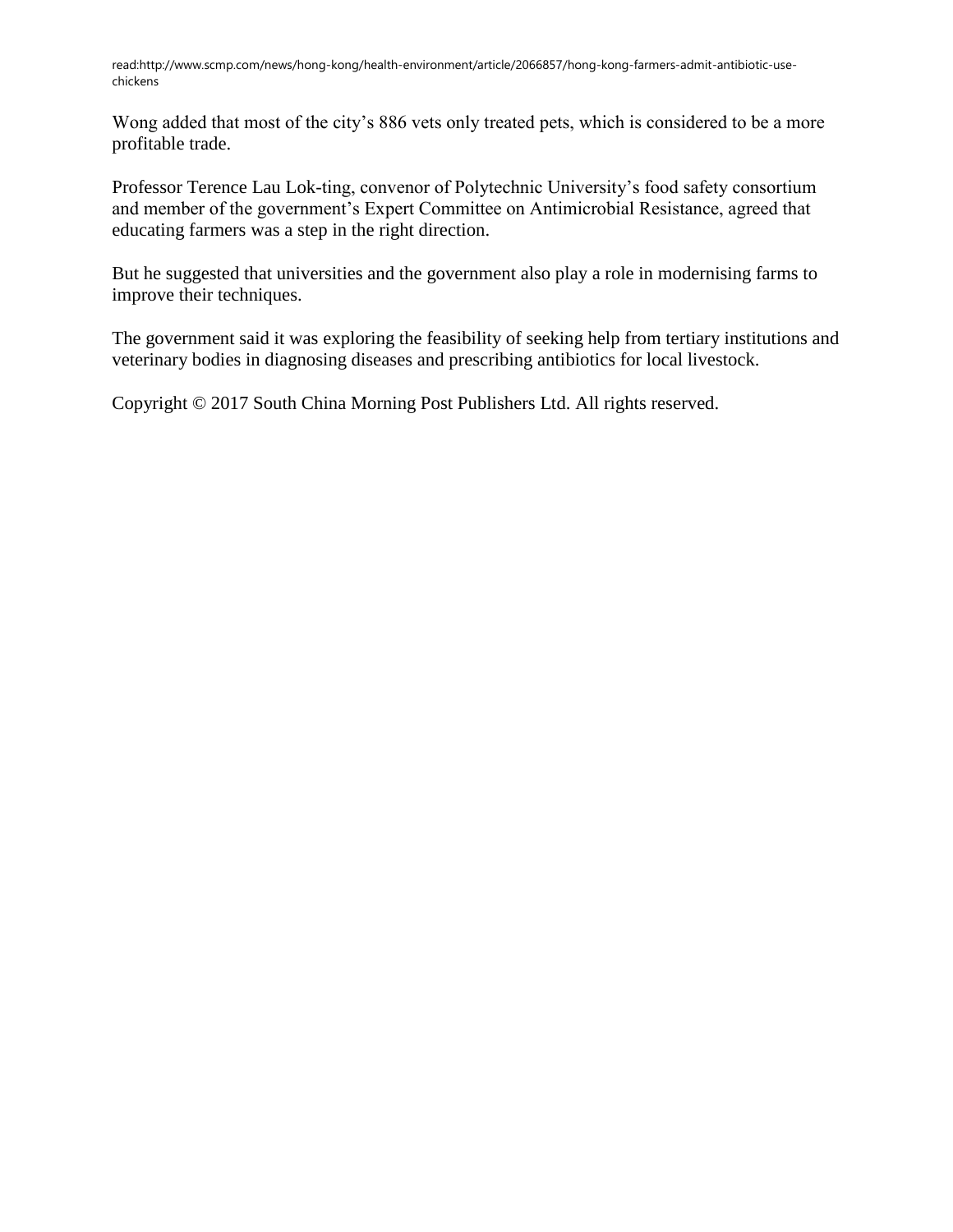read:http://www.scmp.com/news/hong-kong/health-environment/article/2066857/hong-kong-farmers-admit-antibiotic-use-chickens

Wong added that most of the city’s 886 vets only treated pets, which is considered to be a more profitable trade.

Professor Terence Lau Lok-ting, convenor of Polytechnic University’s food safety consortium and member of the government’s Expert Committee on Antimicrobial Resistance, agreed that educating farmers was a step in the right direction.

But he suggested that universities and the government also play a role in modernising farms to improve their techniques.

The government said it was exploring the feasibility of seeking help from tertiary institutions and veterinary bodies in diagnosing diseases and prescribing antibiotics for local livestock.

Copyright © 2017 South China Morning Post Publishers Ltd. All rights reserved.